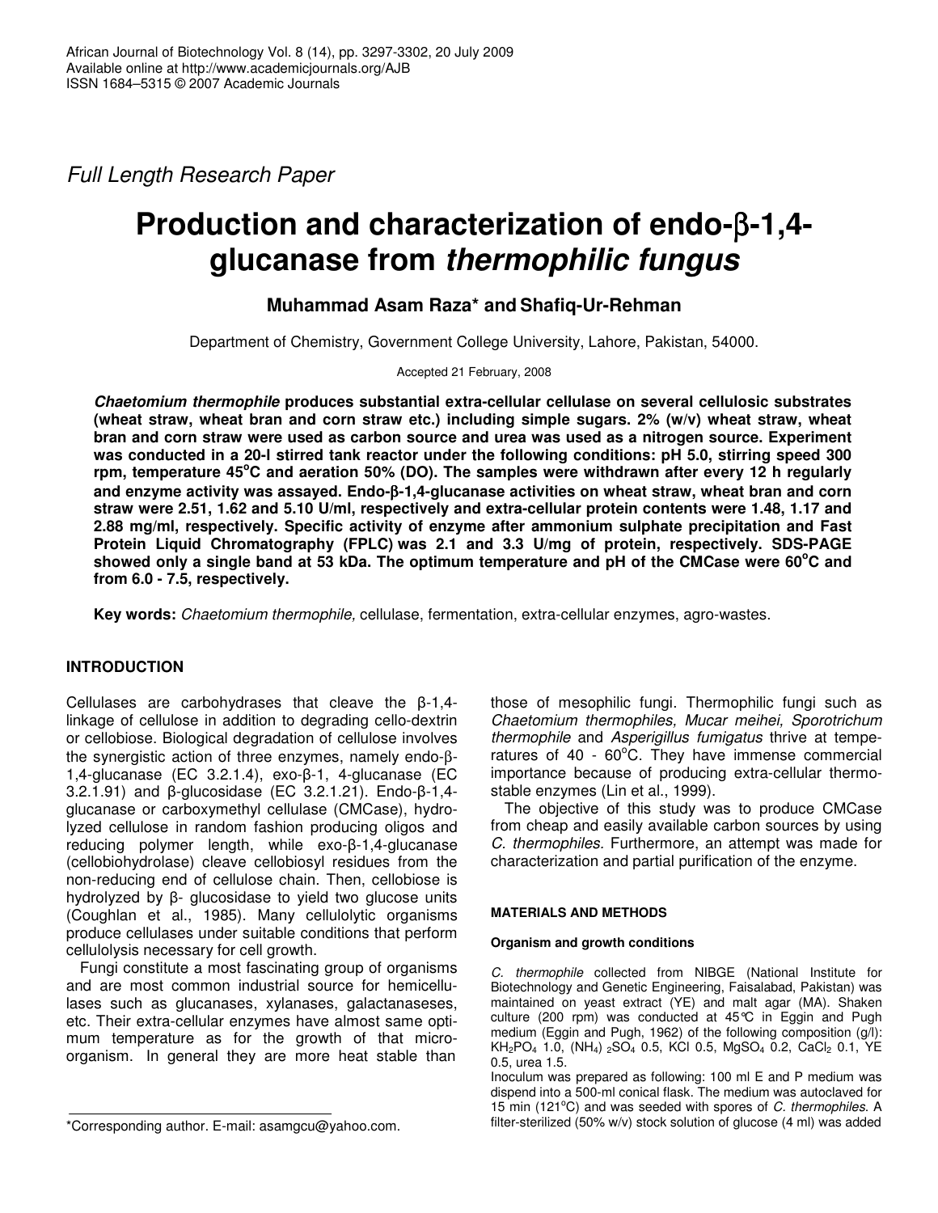*Full Length Research Paper*

# Production and characterization of endo-β-1,4-glucanase from *thermophilic fungus*

**Muhammad Asam Raza\* and Shafiq-Ur-Rehman**

Department of Chemistry, Government College University, Lahore, Pakistan, 54000.

Accepted 21 February, 2008

***Chaetomium thermophile* produces substantial extra-cellular cellulase on several cellulosic substrates (wheat straw, wheat bran and corn straw etc.) including simple sugars. 2% (w/v) wheat straw, wheat bran and corn straw were used as carbon source and urea was used as a nitrogen source. Experiment was conducted in a 20-l stirred tank reactor under the following conditions: pH 5.0, stirring speed 300 rpm, temperature 45°C and aeration 50% (DO). The samples were withdrawn after every 12 h regularly and enzyme activity was assayed. Endo-β-1,4-glucanase activities on wheat straw, wheat bran and corn straw were 2.51, 1.62 and 5.10 U/ml, respectively and extra-cellular protein contents were 1.48, 1.17 and 2.88 mg/ml, respectively. Specific activity of enzyme after ammonium sulphate precipitation and Fast Protein Liquid Chromatography (FPLC) was 2.1 and 3.3 U/mg of protein, respectively. SDS-PAGE showed only a single band at 53 kDa. The optimum temperature and pH of the CMCase were 60°C and from 6.0 - 7.5, respectively.**

**Key words:** *Chaetomium thermophile,* cellulase, fermentation, extra-cellular enzymes, agro-wastes.

## INTRODUCTION

Cellulases are carbohydrases that cleave the β-1,4-linkage of cellulose in addition to degrading cello-dextrin or cellobiose. Biological degradation of cellulose involves the synergistic action of three enzymes, namely endo-β-1,4-glucanase (EC 3.2.1.4), exo-β-1, 4-glucanase (EC 3.2.1.91) and β-glucosidase (EC 3.2.1.21). Endo-β-1,4-glucanase or carboxymethyl cellulase (CMCase), hydrolyzed cellulose in random fashion producing oligos and reducing polymer length, while exo-β-1,4-glucanase (cellobiohydrolase) cleave cellobiosyl residues from the non-reducing end of cellulose chain. Then, cellobiose is hydrolyzed by β- glucosidase to yield two glucose units (Coughlan et al., 1985). Many cellulolytic organisms produce cellulases under suitable conditions that perform cellulolysis necessary for cell growth.

Fungi constitute a most fascinating group of organisms and are most common industrial source for hemicellulases such as glucanases, xylanases, galactanaseses, etc. Their extra-cellular enzymes have almost same optimum temperature as for the growth of that microorganism. In general they are more heat stable than those of mesophilic fungi. Thermophilic fungi such as *Chaetomium thermophiles*, *Mucar meihei*, *Sporotrichum thermophile* and *Asperigillus fumigatus* thrive at temperatures of 40 - 60°C. They have immense commercial importance because of producing extra-cellular thermostable enzymes (Lin et al., 1999).

The objective of this study was to produce CMCase from cheap and easily available carbon sources by using *C. thermophiles.* Furthermore, an attempt was made for characterization and partial purification of the enzyme.

## MATERIALS AND METHODS

### Organism and growth conditions

*C. thermophile* collected from NIBGE (National Institute for Biotechnology and Genetic Engineering, Faisalabad, Pakistan) was maintained on yeast extract (YE) and malt agar (MA). Shaken culture (200 rpm) was conducted at 45°C in Eggin and Pugh medium (Eggin and Pugh, 1962) of the following composition (g/l): $KH_2PO_4$ 1.0, $(NH_4)_2SO_4$ 0.5, KCl 0.5, $MgSO_4$ 0.2, $CaCl_2$ 0.1, YE 0.5, urea 1.5.

Inoculum was prepared as following: 100 ml E and P medium was dispend into a 500-ml conical flask. The medium was autoclaved for 15 min (121°C) and was seeded with spores of *C. thermophiles*. A filter-sterilized (50% w/v) stock solution of glucose (4 ml) was added

\*Corresponding author. E-mail: asamgcu@yahoo.com.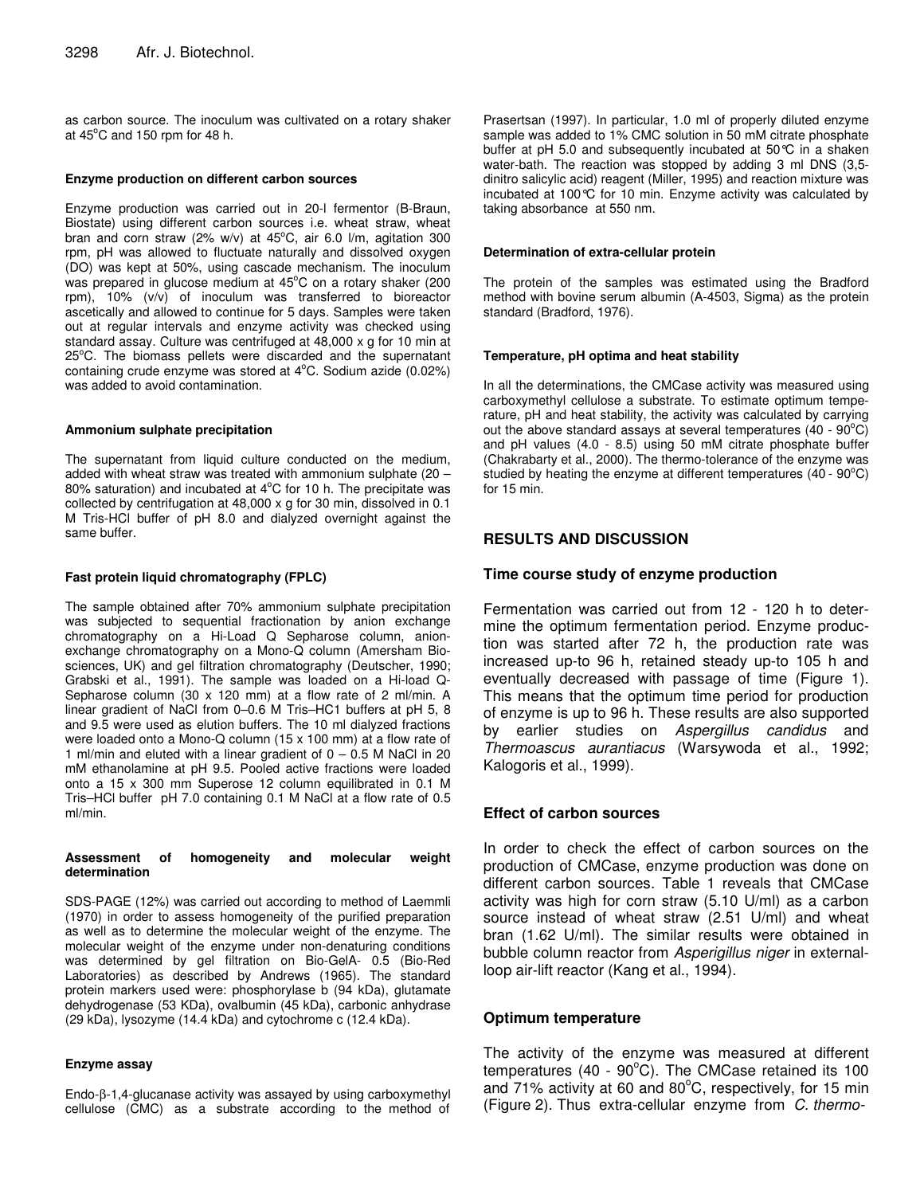as carbon source. The inoculum was cultivated on a rotary shaker at 45°C and 150 rpm for 48 h.

#### Enzyme production on different carbon sources

Enzyme production was carried out in 20-l fermentor (B-Braun, Biostate) using different carbon sources i.e. wheat straw, wheat bran and corn straw (2% w/v) at 45°C, air 6.0 l/m, agitation 300 rpm, pH was allowed to fluctuate naturally and dissolved oxygen (DO) was kept at 50%, using cascade mechanism. The inoculum was prepared in glucose medium at 45°C on a rotary shaker (200 rpm), 10% (v/v) of inoculum was transferred to bioreactor ascetically and allowed to continue for 5 days. Samples were taken out at regular intervals and enzyme activity was checked using standard assay. Culture was centrifuged at 48,000 x g for 10 min at 25°C. The biomass pellets were discarded and the supernatant containing crude enzyme was stored at 4°C. Sodium azide (0.02%) was added to avoid contamination.

#### Ammonium sulphate precipitation

The supernatant from liquid culture conducted on the medium, added with wheat straw was treated with ammonium sulphate (20 – 80% saturation) and incubated at 4°C for 10 h. The precipitate was collected by centrifugation at 48,000 x g for 30 min, dissolved in 0.1 M Tris-HCl buffer of pH 8.0 and dialyzed overnight against the same buffer.

#### Fast protein liquid chromatography (FPLC)

The sample obtained after 70% ammonium sulphate precipitation was subjected to sequential fractionation by anion exchange chromatography on a Hi-Load Q Sepharose column, anion-exchange chromatography on a Mono-Q column (Amersham Biosciences, UK) and gel filtration chromatography (Deutscher, 1990; Grabski et al., 1991). The sample was loaded on a Hi-load Q-Sepharose column (30 x 120 mm) at a flow rate of 2 ml/min. A linear gradient of NaCl from 0–0.6 M Tris–HC1 buffers at pH 5, 8 and 9.5 were used as elution buffers. The 10 ml dialyzed fractions were loaded onto a Mono-Q column (15 x 100 mm) at a flow rate of 1 ml/min and eluted with a linear gradient of 0 – 0.5 M NaCl in 20 mM ethanolamine at pH 9.5. Pooled active fractions were loaded onto a 15 x 300 mm Superose 12 column equilibrated in 0.1 M Tris–HCl buffer pH 7.0 containing 0.1 M NaCl at a flow rate of 0.5 ml/min.

#### Assessment of homogeneity and molecular weight determination

SDS-PAGE (12%) was carried out according to method of Laemmli (1970) in order to assess homogeneity of the purified preparation as well as to determine the molecular weight of the enzyme. The molecular weight of the enzyme under non-denaturing conditions was determined by gel filtration on Bio-GelA- 0.5 (Bio-Red Laboratories) as described by Andrews (1965). The standard protein markers used were: phosphorylase b (94 kDa), glutamate dehydrogenase (53 KDa), ovalbumin (45 kDa), carbonic anhydrase (29 kDa), lysozyme (14.4 kDa) and cytochrome c (12.4 kDa).

#### Enzyme assay

Endo-β-1,4-glucanase activity was assayed by using carboxymethyl cellulose (CMC) as a substrate according to the method of Prasertsan (1997). In particular, 1.0 ml of properly diluted enzyme sample was added to 1% CMC solution in 50 mM citrate phosphate buffer at pH 5.0 and subsequently incubated at 50°C in a shaken water-bath. The reaction was stopped by adding 3 ml DNS (3,5-dinitro salicylic acid) reagent (Miller, 1995) and reaction mixture was incubated at 100°C for 10 min. Enzyme activity was calculated by taking absorbance at 550 nm.

#### Determination of extra-cellular protein

The protein of the samples was estimated using the Bradford method with bovine serum albumin (A-4503, Sigma) as the protein standard (Bradford, 1976).

#### Temperature, pH optima and heat stability

In all the determinations, the CMCase activity was measured using carboxymethyl cellulose a substrate. To estimate optimum temperature, pH and heat stability, the activity was calculated by carrying out the above standard assays at several temperatures (40 - 90°C) and pH values (4.0 - 8.5) using 50 mM citrate phosphate buffer (Chakrabarty et al., 2000). The thermo-tolerance of the enzyme was studied by heating the enzyme at different temperatures (40 - 90°C) for 15 min.

## RESULTS AND DISCUSSION

### Time course study of enzyme production

Fermentation was carried out from 12 - 120 h to determine the optimum fermentation period. Enzyme production was started after 72 h, the production rate was increased up-to 96 h, retained steady up-to 105 h and eventually decreased with passage of time (Figure 1). This means that the optimum time period for production of enzyme is up to 96 h. These results are also supported by earlier studies on *Aspergillus candidus* and *Thermoascus aurantiacus* (Warsywoda et al., 1992; Kalogoris et al., 1999).

### Effect of carbon sources

In order to check the effect of carbon sources on the production of CMCase, enzyme production was done on different carbon sources. Table 1 reveals that CMCase activity was high for corn straw (5.10 U/ml) as a carbon source instead of wheat straw (2.51 U/ml) and wheat bran (1.62 U/ml). The similar results were obtained in bubble column reactor from *Asperigillus niger* in external-loop air-lift reactor (Kang et al., 1994).

### Optimum temperature

The activity of the enzyme was measured at different temperatures (40 - 90°C). The CMCase retained its 100 and 71% activity at 60 and 80°C, respectively, for 15 min (Figure 2). Thus extra-cellular enzyme from *C. thermo-*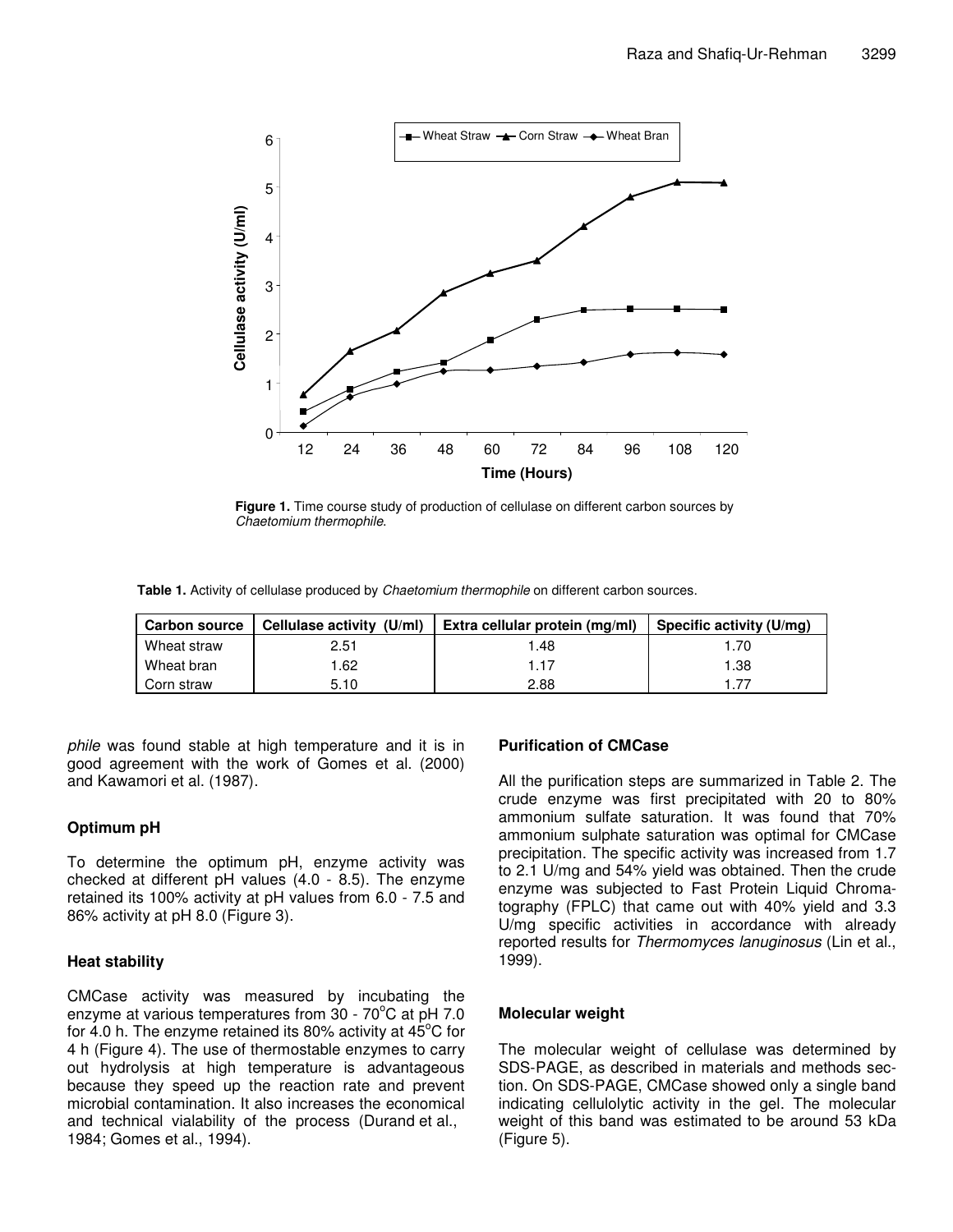Figure 1. Time course study of production of cellulase on different carbon sources by *Chaetomium thermophile*.

**Table 1.** Activity of cellulase produced by *Chaetomium thermophile* on different carbon sources.

| Carbon source | Cellulase activity (U/ml) | Extra cellular protein (mg/ml) | Specific activity (U/mg) |
|---|---|---|---|
| Wheat straw | 2.51 | 1.48 | 1.70 |
| Wheat bran | 1.62 | 1.17 | 1.38 |
| Corn straw | 5.10 | 2.88 | 1.77 |

*phile* was found stable at high temperature and it is in good agreement with the work of Gomes et al. (2000) and Kawamori et al. (1987).

### Optimum pH

To determine the optimum pH, enzyme activity was checked at different pH values (4.0 - 8.5). The enzyme retained its 100% activity at pH values from 6.0 - 7.5 and 86% activity at pH 8.0 (Figure 3).

### Heat stability

CMCase activity was measured by incubating the enzyme at various temperatures from 30 - 70°C at pH 7.0 for 4.0 h. The enzyme retained its 80% activity at 45°C for 4 h (Figure 4). The use of thermostable enzymes to carry out hydrolysis at high temperature is advantageous because they speed up the reaction rate and prevent microbial contamination. It also increases the economical and technical vialability of the process (Durand et al., 1984; Gomes et al., 1994).

### Purification of CMCase

All the purification steps are summarized in Table 2. The crude enzyme was first precipitated with 20 to 80% ammonium sulfate saturation. It was found that 70% ammonium sulphate saturation was optimal for CMCase precipitation. The specific activity was increased from 1.7 to 2.1 U/mg and 54% yield was obtained. Then the crude enzyme was subjected to Fast Protein Liquid Chromatography (FPLC) that came out with 40% yield and 3.3 U/mg specific activities in accordance with already reported results for *Thermomyces lanuginosus* (Lin et al., 1999).

### Molecular weight

The molecular weight of cellulase was determined by SDS-PAGE, as described in materials and methods section. On SDS-PAGE, CMCase showed only a single band indicating cellulolytic activity in the gel. The molecular weight of this band was estimated to be around 53 kDa (Figure 5).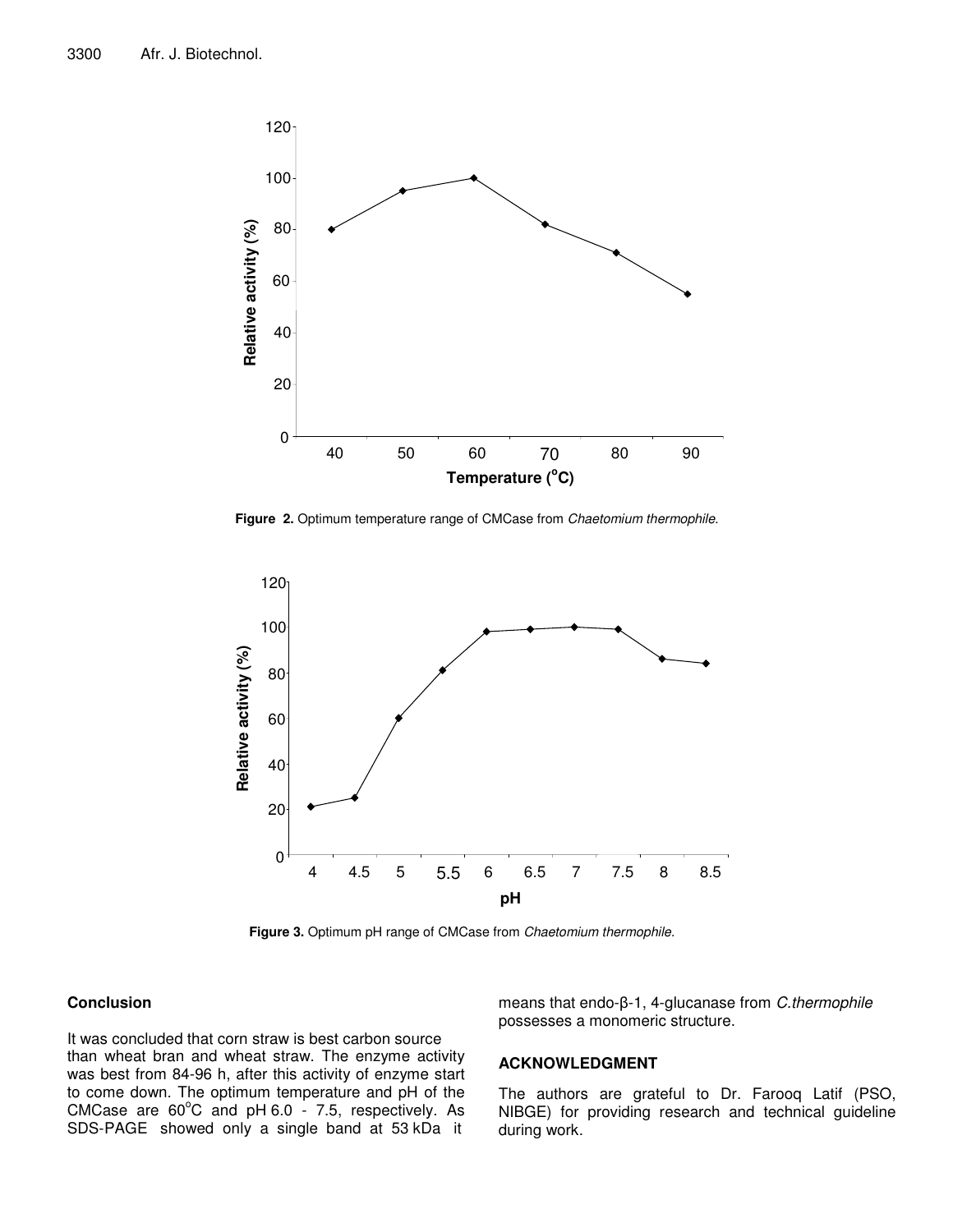**Figure 2.** Optimum temperature range of CMCase from *Chaetomium thermophile.*

**Figure 3.** Optimum pH range of CMCase from *Chaetomium thermophile.*

## Conclusion

It was concluded that corn straw is best carbon source than wheat bran and wheat straw. The enzyme activity was best from 84-96 h, after this activity of enzyme start to come down. The optimum temperature and pH of the CMCase are 60°C and pH 6.0 - 7.5, respectively. As SDS-PAGE showed only a single band at 53 kDa it means that endo-β-1, 4-glucanase from *C.thermophile* possesses a monomeric structure.

## ACKNOWLEDGMENT

The authors are grateful to Dr. Farooq Latif (PSO, NIBGE) for providing research and technical guideline during work.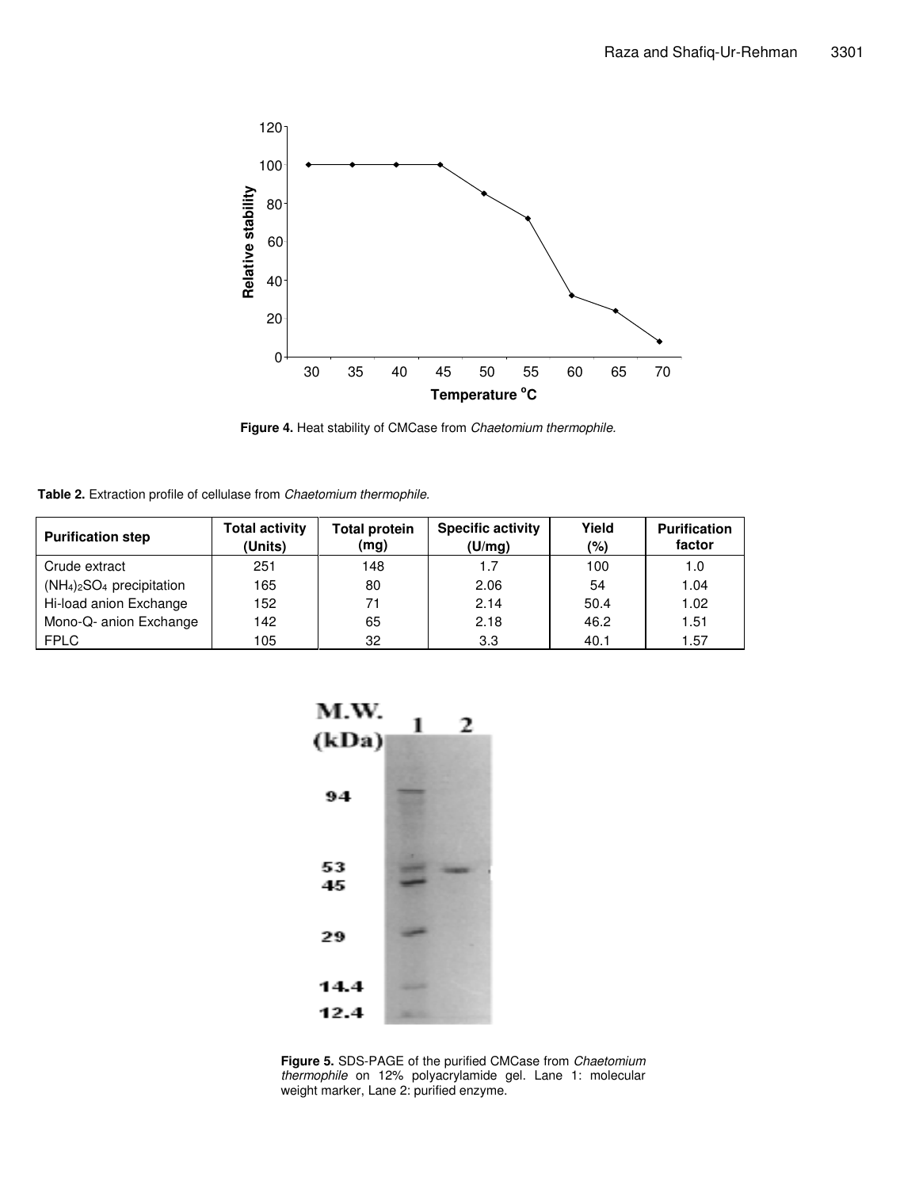**Figure 4.** Heat stability of CMCase from *Chaetomium thermophile.*

**Table 2.** Extraction profile of cellulase from *Chaetomium thermophile.*

| Purification step | Total activity (Units) | Total protein (mg) | Specific activity (U/mg) | Yield (%) | Purification factor |
|---|---|---|---|---|---|
| Crude extract | 251 | 148 | 1.7 | 100 | 1.0 |
| $(NH_4)_2SO_4$ precipitation | 165 | 80 | 2.06 | 54 | 1.04 |
| Hi-load anion Exchange | 152 | 71 | 2.14 | 50.4 | 1.02 |
| Mono-Q- anion Exchange | 142 | 65 | 2.18 | 46.2 | 1.51 |
| FPLC | 105 | 32 | 3.3 | 40.1 | 1.57 |

**Figure 5.** SDS-PAGE of the purified CMCase from *Chaetomium thermophile* on 12% polyacrylamide gel. Lane 1: molecular weight marker, Lane 2: purified enzyme.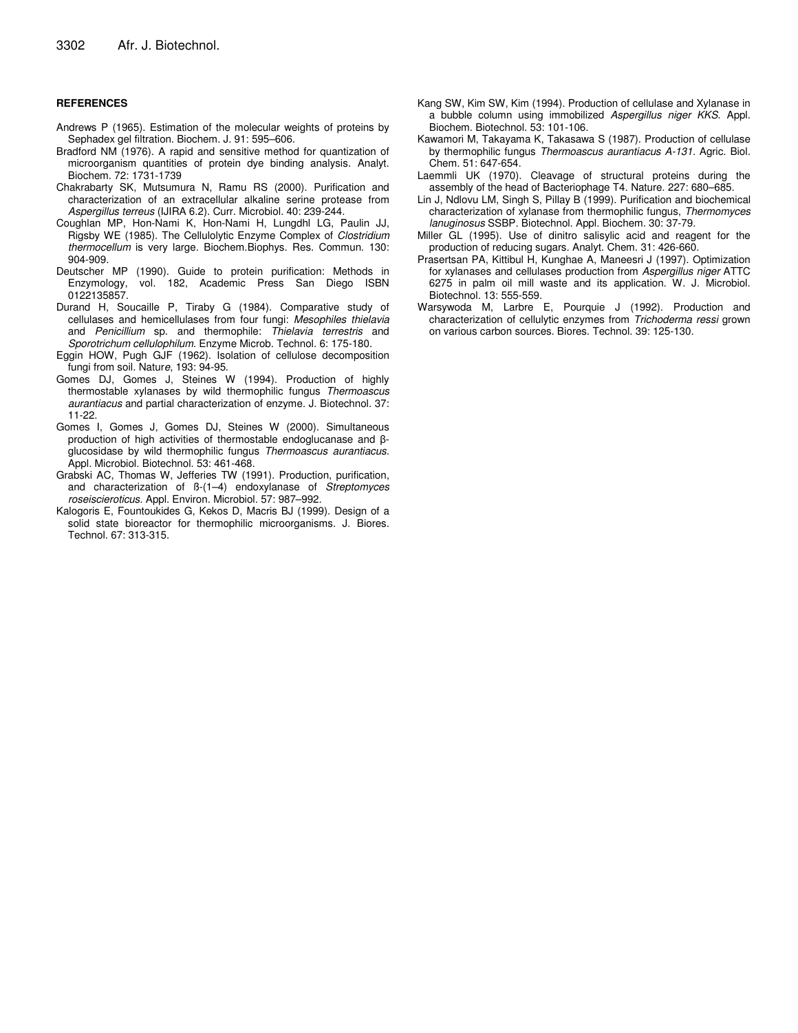## REFERENCES

Andrews P (1965). Estimation of the molecular weights of proteins by Sephadex gel filtration. Biochem. J. 91: 595–606.

Bradford NM (1976). A rapid and sensitive method for quantization of microorganism quantities of protein dye binding analysis. Analyt. Biochem. 72: 1731-1739

Chakrabarty SK, Mutsumura N, Ramu RS (2000). Purification and characterization of an extracellular alkaline serine protease from *Aspergillus terreus* (IJIRA 6.2). Curr. Microbiol. 40: 239-244.

Coughlan MP, Hon-Nami K, Hon-Nami H, Lungdhl LG, Paulin JJ, Rigsby WE (1985). The Cellulolytic Enzyme Complex of *Clostridium thermocellum* is very large. Biochem.Biophys. Res. Commun. 130: 904-909.

Deutscher MP (1990). Guide to protein purification: Methods in Enzymology, vol. 182, Academic Press San Diego ISBN 0122135857.

Durand H, Soucaille P, Tiraby G (1984). Comparative study of cellulases and hemicellulases from four fungi: *Mesophiles thielavia* and *Penicillium* sp. and thermophile: *Thielavia terrestris* and *Sporotrichum cellulophilum*. Enzyme Microb. Technol. 6: 175-180.

Eggin HOW, Pugh GJF (1962). Isolation of cellulose decomposition fungi from soil. *Nature*, 193: 94-95.

Gomes DJ, Gomes J, Steines W (1994). Production of highly thermostable xylanases by wild thermophilic fungus *Thermoascus aurantiacus* and partial characterization of enzyme. J. Biotechnol. 37: 11-22.

Gomes I, Gomes J, Gomes DJ, Steines W (2000). Simultaneous production of high activities of thermostable endoglucanase and β-glucosidase by wild thermophilic fungus *Thermoascus aurantiacus*. Appl. Microbiol. Biotechnol. 53: 461-468.

Grabski AC, Thomas W, Jefferies TW (1991). Production, purification, and characterization of ß-(1–4) endoxylanase of *Streptomyces roseiscieroticus*. Appl. Environ. Microbiol. 57: 987–992.

Kalogoris E, Fountoukides G, Kekos D, Macris BJ (1999). Design of a solid state bioreactor for thermophilic microorganisms. J. Biores. Technol. 67: 313-315.

Kang SW, Kim SW, Kim (1994). Production of cellulase and Xylanase in a bubble column using immobilized *Aspergillus niger KKS*. Appl. Biochem. Biotechnol. 53: 101-106.

Kawamori M, Takayama K, Takasawa S (1987). Production of cellulase by thermophilic fungus *Thermoascus aurantiacus A-131*. Agric. Biol. Chem. 51: 647-654.

Laemmli UK (1970). Cleavage of structural proteins during the assembly of the head of Bacteriophage T4. Nature. 227: 680–685.

Lin J, Ndlovu LM, Singh S, Pillay B (1999). Purification and biochemical characterization of xylanase from thermophilic fungus, *Thermomyces lanuginosus* SSBP. Biotechnol. Appl. Biochem. 30: 37-79.

Miller GL (1995). Use of dinitro salisylic acid and reagent for the production of reducing sugars. Analyt. Chem. 31: 426-660.

Prasertsan PA, Kittibul H, Kunghae A, Maneesri J (1997). Optimization for xylanases and cellulases production from *Aspergillus niger* ATTC 6275 in palm oil mill waste and its application. W. J. Microbiol. Biotechnol. 13: 555-559.

Warsywoda M, Larbre E, Pourquie J (1992). Production and characterization of cellulytic enzymes from *Trichoderma ressi* grown on various carbon sources. Biores. Technol. 39: 125-130.